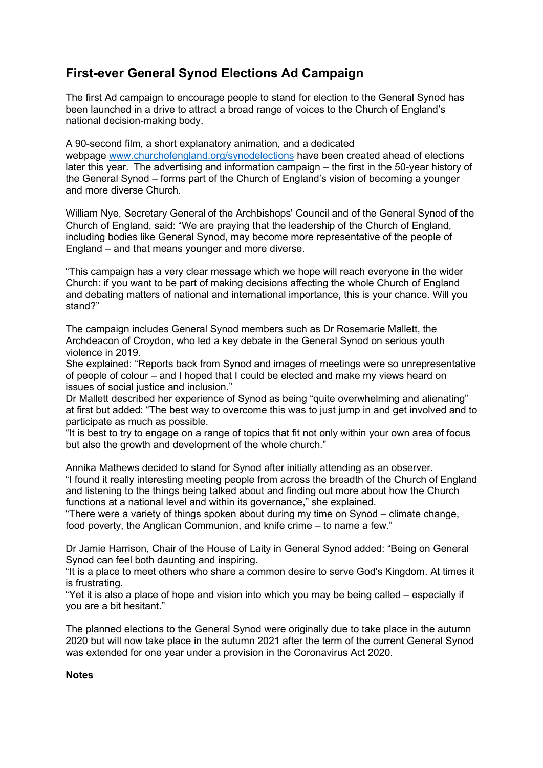## First-ever General Synod Elections Ad Campaign

The first Ad campaign to encourage people to stand for election to the General Synod has been launched in a drive to attract a broad range of voices to the Church of England's national decision-making body.

A 90-second film, a short explanatory animation, and a dedicated webpage [www.churchofengland.org/synodelections](http://www.churchofengland.org/synodelections) have been created ahead of elections later this year. The advertising and information campaign – the first in the 50-year history of the General Synod – forms part of the Church of England's vision of becoming a younger and more diverse Church.

William Nye, Secretary General of the Archbishops' Council and of the General Synod of the Church of England, said: "We are praying that the leadership of the Church of England, including bodies like General Synod, may become more representative of the people of England – and that means younger and more diverse.

"This campaign has a very clear message which we hope will reach everyone in the wider Church: if you want to be part of making decisions affecting the whole Church of England and debating matters of national and international importance, this is your chance. Will you stand?"

The campaign includes General Synod members such as Dr Rosemarie Mallett, the Archdeacon of Croydon, who led a key debate in the General Synod on serious youth violence in 2019.

She explained: "Reports back from Synod and images of meetings were so unrepresentative of people of colour – and I hoped that I could be elected and make my views heard on issues of social justice and inclusion."

Dr Mallett described her experience of Synod as being "quite overwhelming and alienating" at first but added: "The best way to overcome this was to just jump in and get involved and to participate as much as possible.

"It is best to try to engage on a range of topics that fit not only within your own area of focus but also the growth and development of the whole church."

Annika Mathews decided to stand for Synod after initially attending as an observer.

"I found it really interesting meeting people from across the breadth of the Church of England and listening to the things being talked about and finding out more about how the Church functions at a national level and within its governance," she explained.

"There were a variety of things spoken about during my time on Synod – climate change, food poverty, the Anglican Communion, and knife crime – to name a few."

Dr Jamie Harrison, Chair of the House of Laity in General Synod added: "Being on General Synod can feel both daunting and inspiring.

"It is a place to meet others who share a common desire to serve God's Kingdom. At times it is frustrating.

"Yet it is also a place of hope and vision into which you may be being called – especially if you are a bit hesitant."

The planned elections to the General Synod were originally due to take place in the autumn 2020 but will now take place in the autumn 2021 after the term of the current General Synod was extended for one year under a provision in the Coronavirus Act 2020.

**Notes**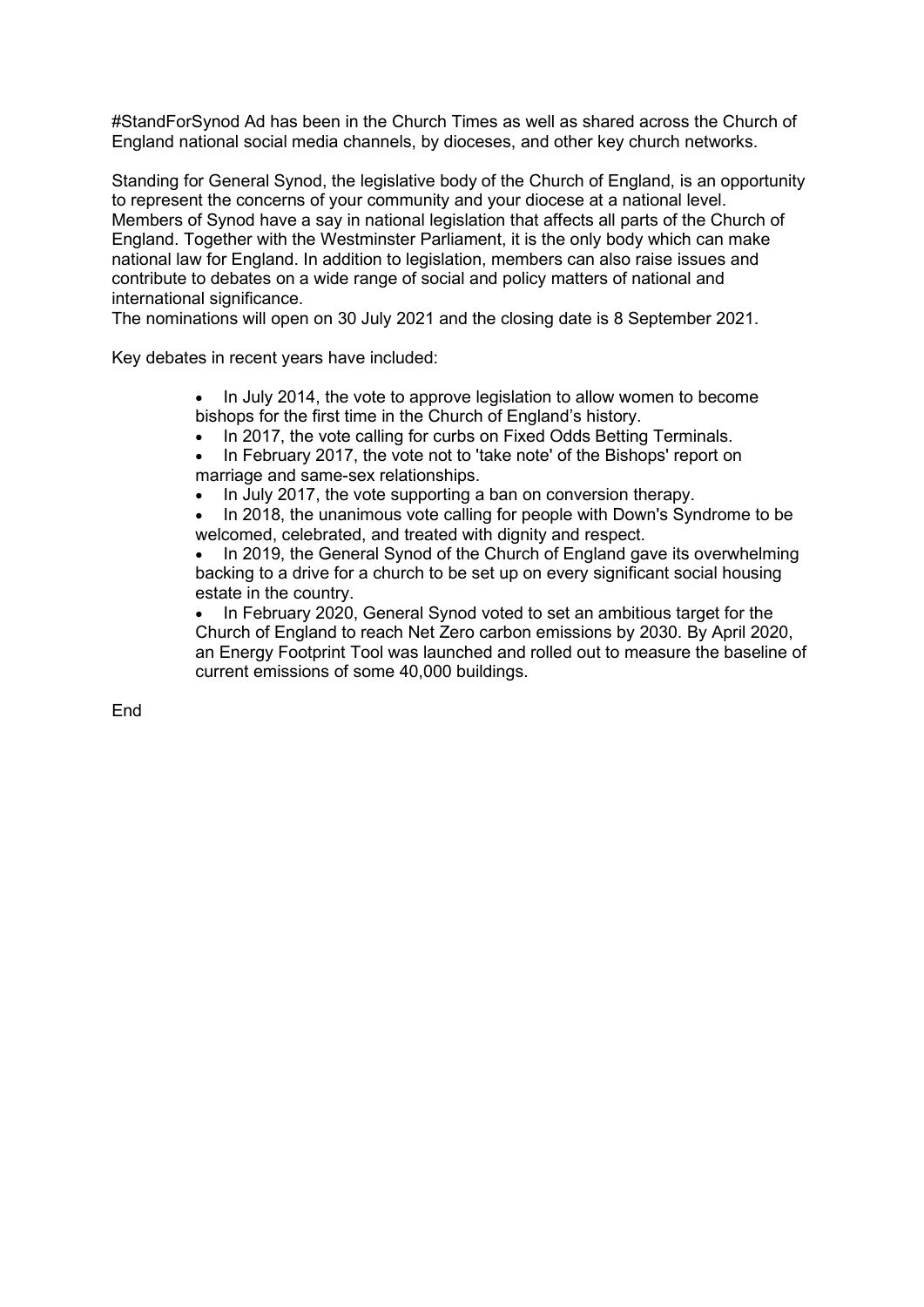#StandForSynod Ad has been in the Church Times as well as shared across the Church of England national social media channels, by dioceses, and other key church networks.

Standing for General Synod, the legislative body of the Church of England, is an opportunity to represent the concerns of your community and your diocese at a national level. Members of Synod have a say in national legislation that affects all parts of the Church of England. Together with the Westminster Parliament, it is the only body which can make national law for England. In addition to legislation, members can also raise issues and contribute to debates on a wide range of social and policy matters of national and international significance.
The nominations will open on 30 July 2021 and the closing date is 8 September 2021.

Key debates in recent years have included:

- In July 2014, the vote to approve legislation to allow women to become bishops for the first time in the Church of England's history.
- In 2017, the vote calling for curbs on Fixed Odds Betting Terminals.
- In February 2017, the vote not to 'take note' of the Bishops' report on marriage and same-sex relationships.
- In July 2017, the vote supporting a ban on conversion therapy.
- In 2018, the unanimous vote calling for people with Down's Syndrome to be welcomed, celebrated, and treated with dignity and respect.
- In 2019, the General Synod of the Church of England gave its overwhelming backing to a drive for a church to be set up on every significant social housing estate in the country.
- In February 2020, General Synod voted to set an ambitious target for the Church of England to reach Net Zero carbon emissions by 2030. By April 2020, an Energy Footprint Tool was launched and rolled out to measure the baseline of current emissions of some 40,000 buildings.

End